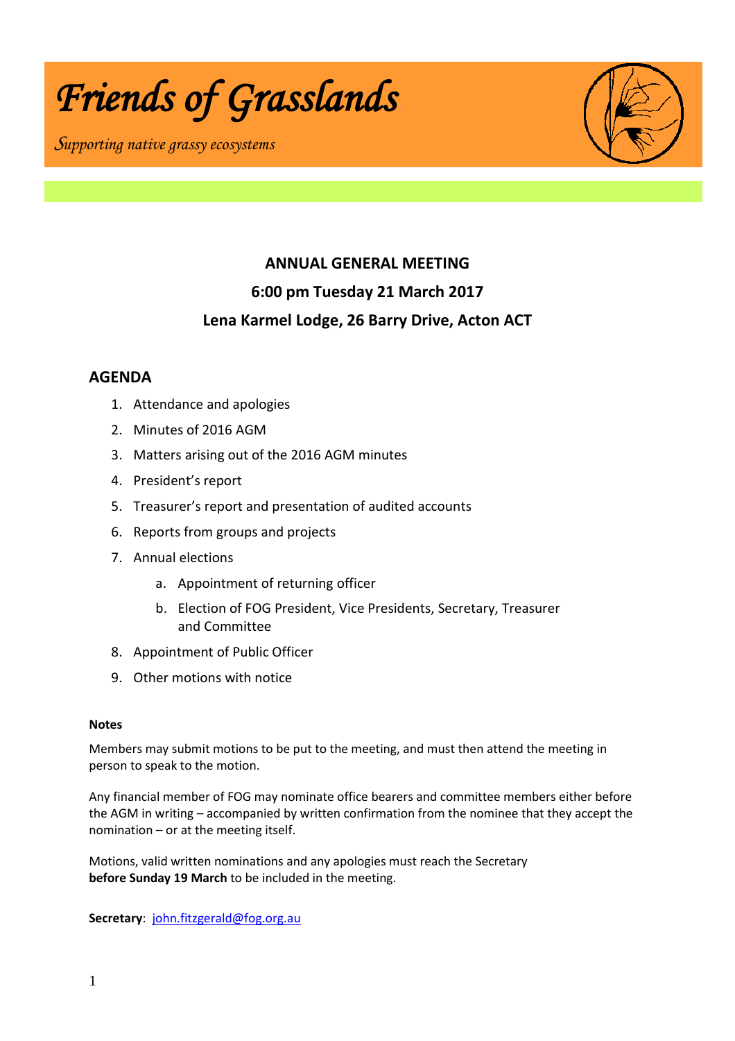# *Friends of Grasslands*

*Supporting native grassy ecosystems*

## ANNUAL GENERAL MEETING

**6:00 pm Tuesday 21 March 2017**

**Lena Karmel Lodge, 26 Barry Drive, Acton ACT**

## AGENDA

1. Attendance and apologies
2. Minutes of 2016 AGM
3. Matters arising out of the 2016 AGM minutes
4. President's report
5. Treasurer's report and presentation of audited accounts
6. Reports from groups and projects
7. Annual elections
    a. Appointment of returning officer
    b. Election of FOG President, Vice Presidents, Secretary, Treasurer and Committee
8. Appointment of Public Officer
9. Other motions with notice

**Notes**

Members may submit motions to be put to the meeting, and must then attend the meeting in person to speak to the motion.

Any financial member of FOG may nominate office bearers and committee members either before the AGM in writing – accompanied by written confirmation from the nominee that they accept the nomination – or at the meeting itself.

Motions, valid written nominations and any apologies must reach the Secretary **before Sunday 19 March** to be included in the meeting.

**Secretary**: john.fitzgerald@fog.org.au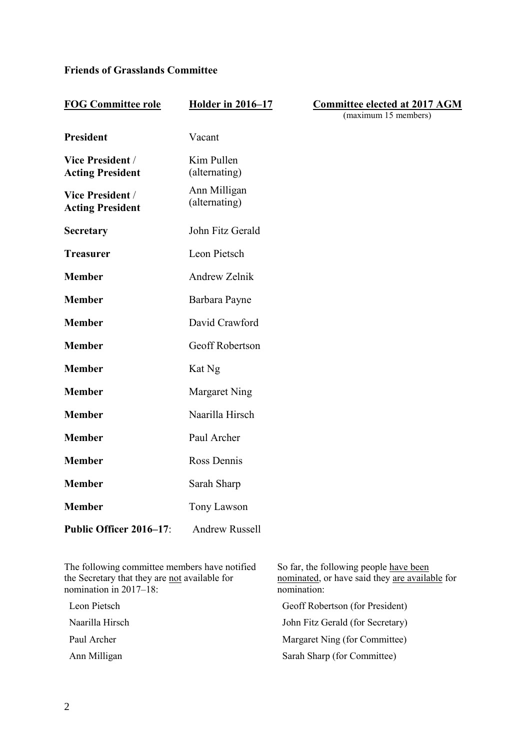**Friends of Grasslands Committee**

| FOG Committee role | Holder in 2016–17 | Committee elected at 2017 AGM (maximum 15 members) |
|---|---|---|
| **President** | Vacant | |
| **Vice President / Acting President** | Kim Pullen (alternating) | |
| **Vice President / Acting President** | Ann Milligan (alternating) | |
| **Secretary** | John Fitz Gerald | |
| **Treasurer** | Leon Pietsch | |
| **Member** | Andrew Zelnik | |
| **Member** | Barbara Payne | |
| **Member** | David Crawford | |
| **Member** | Geoff Robertson | |
| **Member** | Kat Ng | |
| **Member** | Margaret Ning | |
| **Member** | Naarilla Hirsch | |
| **Member** | Paul Archer | |
| **Member** | Ross Dennis | |
| **Member** | Sarah Sharp | |
| **Member** | Tony Lawson | |
| **Public Officer 2016–17**: | Andrew Russell | |

The following committee members have notified the Secretary that they are not available for nomination in 2017–18:

- Leon Pietsch
- Naarilla Hirsch
- Paul Archer
- Ann Milligan

So far, the following people have been nominated, or have said they are available for nomination:

- Geoff Robertson (for President)
- John Fitz Gerald (for Secretary)
- Margaret Ning (for Committee)
- Sarah Sharp (for Committee)